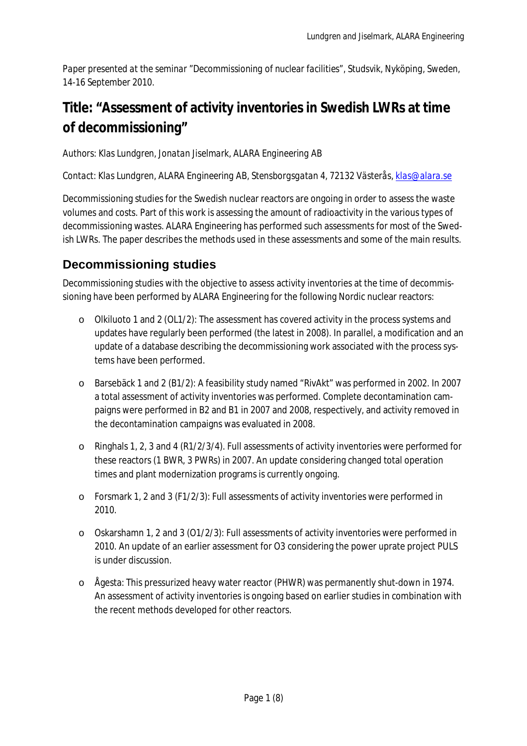*Paper presented at the seminar "Decommissioning of nuclear facilities", Studsvik, Nyköping, Sweden, 14-16 September 2010.*

# Title: "Assessment of activity inventories in Swedish LWRs at time of decommissioning"

*Authors: Klas Lundgren, Jonatan Jiselmark, ALARA Engineering AB*

*Contact: Klas Lundgren, ALARA Engineering AB, Stensborgsgatan 4, 72132 Västerås, klas@alara.se*

Decommissioning studies for the Swedish nuclear reactors are ongoing in order to assess the waste volumes and costs. Part of this work is assessing the amount of radioactivity in the various types of decommissioning wastes. ALARA Engineering has performed such assessments for most of the Swedish LWRs. The paper describes the methods used in these assessments and some of the main results.

## Decommissioning studies

Decommissioning studies with the objective to assess activity inventories at the time of decommissioning have been performed by ALARA Engineering for the following Nordic nuclear reactors:

- Olkiluoto 1 and 2 (OL1/2): The assessment has covered activity in the process systems and updates have regularly been performed (the latest in 2008). In parallel, a modification and an update of a database describing the decommissioning work associated with the process systems have been performed.
- Barsebäck 1 and 2 (B1/2): A feasibility study named "RivAkt" was performed in 2002. In 2007 a total assessment of activity inventories was performed. Complete decontamination campaigns were performed in B2 and B1 in 2007 and 2008, respectively, and activity removed in the decontamination campaigns was evaluated in 2008.
- Ringhals 1, 2, 3 and 4 (R1/2/3/4). Full assessments of activity inventories were performed for these reactors (1 BWR, 3 PWRs) in 2007. An update considering changed total operation times and plant modernization programs is currently ongoing.
- Forsmark 1, 2 and 3 (F1/2/3): Full assessments of activity inventories were performed in 2010.
- Oskarshamn 1, 2 and 3 (O1/2/3): Full assessments of activity inventories were performed in 2010. An update of an earlier assessment for O3 considering the power uprate project PULS is under discussion.
- Ågesta: This pressurized heavy water reactor (PHWR) was permanently shut-down in 1974. An assessment of activity inventories is ongoing based on earlier studies in combination with the recent methods developed for other reactors.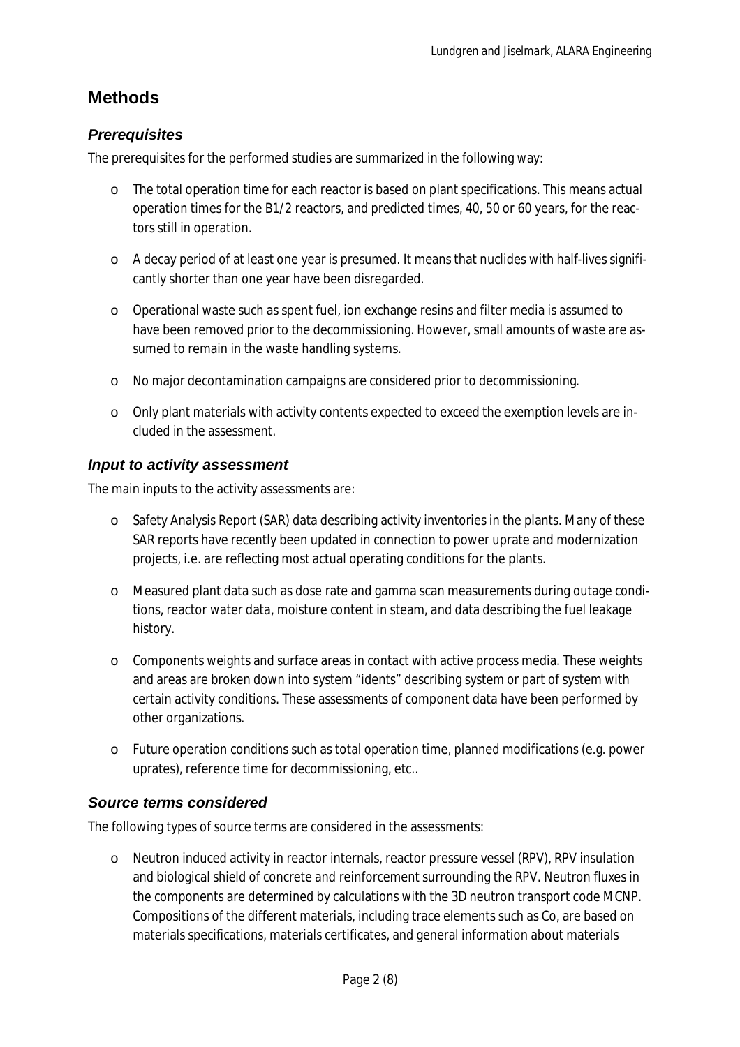## Methods

### *Prerequisites*

The prerequisites for the performed studies are summarized in the following way:

- The total operation time for each reactor is based on plant specifications. This means actual operation times for the B1/2 reactors, and predicted times, 40, 50 or 60 years, for the reactors still in operation.
- A decay period of at least one year is presumed. It means that nuclides with half-lives significantly shorter than one year have been disregarded.
- Operational waste such as spent fuel, ion exchange resins and filter media is assumed to have been removed prior to the decommissioning. However, small amounts of waste are assumed to remain in the waste handling systems.
- No major decontamination campaigns are considered prior to decommissioning.
- Only plant materials with activity contents expected to exceed the exemption levels are included in the assessment.

### *Input to activity assessment*

The main inputs to the activity assessments are:

- Safety Analysis Report (SAR) data describing activity inventories in the plants. Many of these SAR reports have recently been updated in connection to power uprate and modernization projects, i.e. are reflecting most actual operating conditions for the plants.
- Measured plant data such as dose rate and gamma scan measurements during outage conditions, reactor water data, moisture content in steam, and data describing the fuel leakage history.
- Components weights and surface areas in contact with active process media. These weights and areas are broken down into system "idents" describing system or part of system with certain activity conditions. These assessments of component data have been performed by other organizations.
- Future operation conditions such as total operation time, planned modifications (e.g. power uprates), reference time for decommissioning, etc..

### *Source terms considered*

The following types of source terms are considered in the assessments:

- Neutron induced activity in reactor internals, reactor pressure vessel (RPV), RPV insulation and biological shield of concrete and reinforcement surrounding the RPV. Neutron fluxes in the components are determined by calculations with the 3D neutron transport code MCNP. Compositions of the different materials, including trace elements such as Co, are based on materials specifications, materials certificates, and general information about materials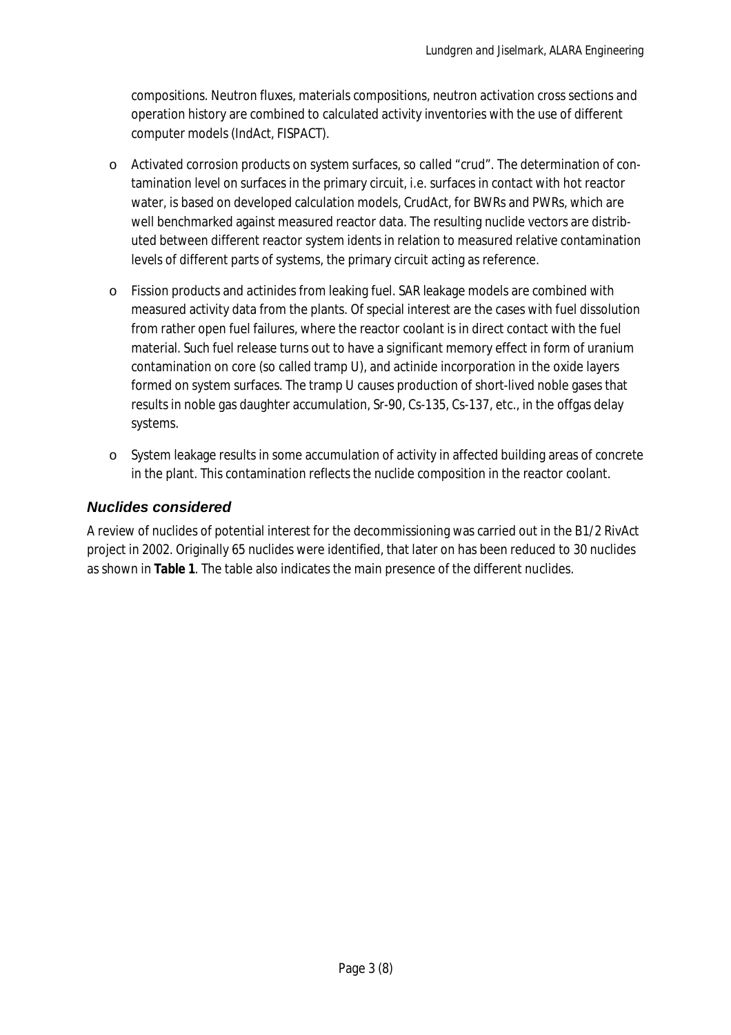compositions. Neutron fluxes, materials compositions, neutron activation cross sections and operation history are combined to calculated activity inventories with the use of different computer models (IndAct, FISPACT).

- Activated corrosion products on system surfaces, so called "crud". The determination of contamination level on surfaces in the primary circuit, i.e. surfaces in contact with hot reactor water, is based on developed calculation models, CrudAct, for BWRs and PWRs, which are well benchmarked against measured reactor data. The resulting nuclide vectors are distributed between different reactor system idents in relation to measured relative contamination levels of different parts of systems, the primary circuit acting as reference.
- Fission products and actinides from leaking fuel. SAR leakage models are combined with measured activity data from the plants. Of special interest are the cases with fuel dissolution from rather open fuel failures, where the reactor coolant is in direct contact with the fuel material. Such fuel release turns out to have a significant memory effect in form of uranium contamination on core (so called tramp U), and actinide incorporation in the oxide layers formed on system surfaces. The tramp U causes production of short-lived noble gases that results in noble gas daughter accumulation, Sr-90, Cs-135, Cs-137, etc., in the offgas delay systems.
- System leakage results in some accumulation of activity in affected building areas of concrete in the plant. This contamination reflects the nuclide composition in the reactor coolant.

### Nuclides considered

A review of nuclides of potential interest for the decommissioning was carried out in the B1/2 RivAct project in 2002. Originally 65 nuclides were identified, that later on has been reduced to 30 nuclides as shown in **Table 1**. The table also indicates the main presence of the different nuclides.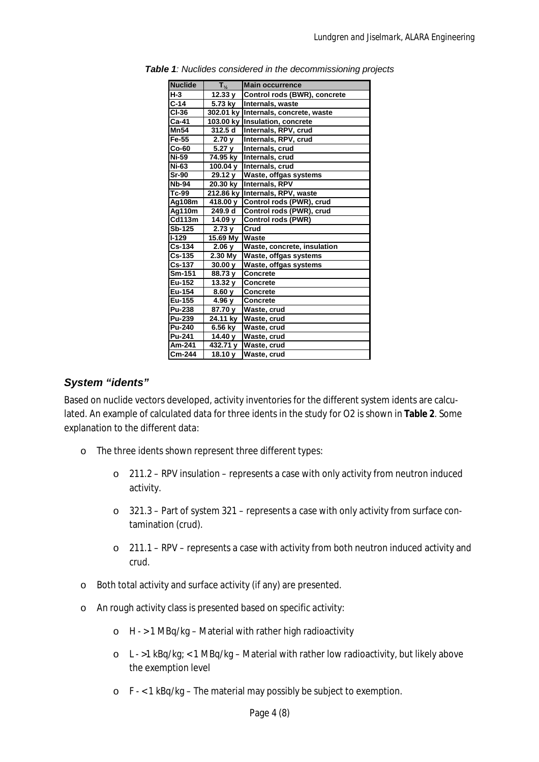***Table 1**: Nuclides considered in the decommissioning projects*

| Nuclide | $T_{½}$ | Main occurrence |
|---|---|---|
| H-3 | 12.33 y | Control rods (BWR), concrete |
| C-14 | 5.73 ky | Internals, waste |
| Cl-36 | 302.01 ky | Internals, concrete, waste |
| Ca-41 | 103.00 ky | Insulation, concrete |
| Mn54 | 312.5 d | Internals, RPV, crud |
| Fe-55 | 2.70 y | Internals, RPV, crud |
| Co-60 | 5.27 y | Internals, crud |
| Ni-59 | 74.95 ky | Internals, crud |
| Ni-63 | 100.04 y | Internals, crud |
| Sr-90 | 29.12 y | Waste, offgas systems |
| Nb-94 | 20.30 ky | Internals, RPV |
| Tc-99 | 212.86 ky | Internals, RPV, waste |
| Ag108m | 418.00 y | Control rods (PWR), crud |
| Ag110m | 249.9 d | Control rods (PWR), crud |
| Cd113m | 14.09 y | Control rods (PWR) |
| Sb-125 | 2.73 y | Crud |
| I-129 | 15.69 My | Waste |
| Cs-134 | 2.06 y | Waste, concrete, insulation |
| Cs-135 | 2.30 My | Waste, offgas systems |
| Cs-137 | 30.00 y | Waste, offgas systems |
| Sm-151 | 88.73 y | Concrete |
| Eu-152 | 13.32 y | Concrete |
| Eu-154 | 8.60 y | Concrete |
| Eu-155 | 4.96 y | Concrete |
| Pu-238 | 87.70 y | Waste, crud |
| Pu-239 | 24.11 ky | Waste, crud |
| Pu-240 | 6.56 ky | Waste, crud |
| Pu-241 | 14.40 y | Waste, crud |
| Am-241 | 432.71 y | Waste, crud |
| Cm-244 | 18.10 y | Waste, crud |

### *System "idents"*

Based on nuclide vectors developed, activity inventories for the different system idents are calculated. An example of calculated data for three idents in the study for O2 is shown in **Table 2**. Some explanation to the different data:

- The three idents shown represent three different types:
  - 211.2 – RPV insulation – represents a case with only activity from neutron induced activity.
  - 321.3 – Part of system 321 – represents a case with only activity from surface contamination (crud).
  - 211.1 – RPV – represents a case with activity from both neutron induced activity and crud.
- Both total activity and surface activity (if any) are presented.
- An rough activity class is presented based on specific activity:
  - H - > 1 MBq/kg – Material with rather high radioactivity
  - L - >1 kBq/kg; < 1 MBq/kg – Material with rather low radioactivity, but likely above the exemption level
  - F - < 1 kBq/kg – The material may possibly be subject to exemption.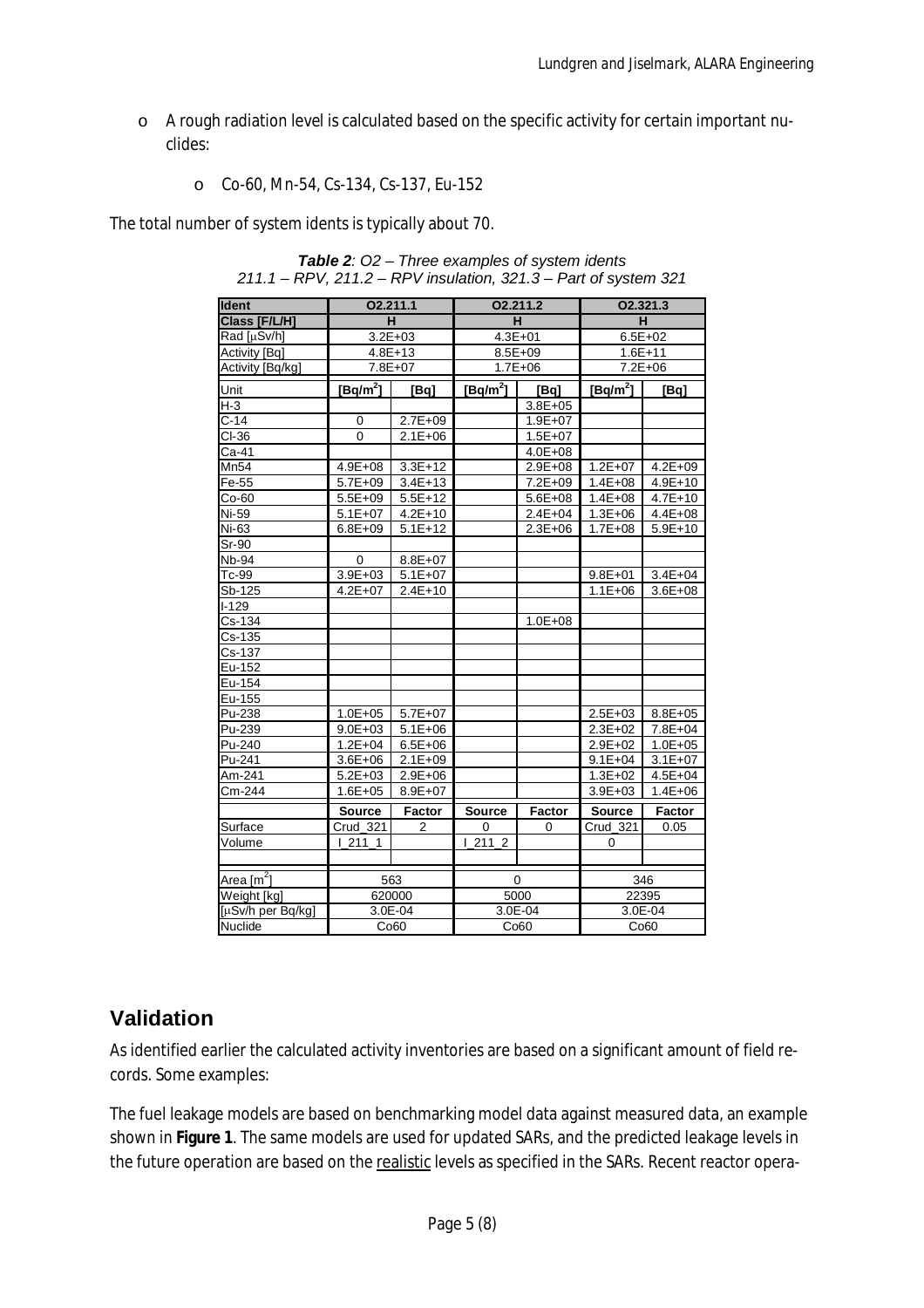- A rough radiation level is calculated based on the specific activity for certain important nuclides:
  - Co-60, Mn-54, Cs-134, Cs-137, Eu-152

The total number of system idents is typically about 70.

***Table 2**: O2 – Three examples of system idents*
*211.1 – RPV, 211.2 – RPV insulation, 321.3 – Part of system 321*

| Ident | O2.211.1 | | O2.211.2 | | O2.321.3 | |
|---|---|---|---|---|---|---|
| Class [F/L/H] | H | | H | | H | |
| Rad [μSv/h] | 3.2E+03 | | 4.3E+01 | | 6.5E+02 | |
| Activity [Bq] | 4.8E+13 | | 8.5E+09 | | 1.6E+11 | |
| Activity [Bq/kg] | 7.8E+07 | | 1.7E+06 | | 7.2E+06 | |
| Unit | [Bq/m$^2$] | [Bq] | [Bq/m$^2$] | [Bq] | [Bq/m$^2$] | [Bq] |
| H-3 | | | | 3.8E+05 | | |
| C-14 | 0 | 2.7E+09 | | 1.9E+07 | | |
| Cl-36 | 0 | 2.1E+06 | | 1.5E+07 | | |
| Ca-41 | | | | 4.0E+08 | | |
| Mn54 | 4.9E+08 | 3.3E+12 | | 2.9E+08 | 1.2E+07 | 4.2E+09 |
| Fe-55 | 5.7E+09 | 3.4E+13 | | 7.2E+09 | 1.4E+08 | 4.9E+10 |
| Co-60 | 5.5E+09 | 5.5E+12 | | 5.6E+08 | 1.4E+08 | 4.7E+10 |
| Ni-59 | 5.1E+07 | 4.2E+10 | | 2.4E+04 | 1.3E+06 | 4.4E+08 |
| Ni-63 | 6.8E+09 | 5.1E+12 | | 2.3E+06 | 1.7E+08 | 5.9E+10 |
| Sr-90 | | | | | | |
| Nb-94 | 0 | 8.8E+07 | | | | |
| Tc-99 | 3.9E+03 | 5.1E+07 | | | 9.8E+01 | 3.4E+04 |
| Sb-125 | 4.2E+07 | 2.4E+10 | | | 1.1E+06 | 3.6E+08 |
| I-129 | | | | | | |
| Cs-134 | | | | 1.0E+08 | | |
| Cs-135 | | | | | | |
| Cs-137 | | | | | | |
| Eu-152 | | | | | | |
| Eu-154 | | | | | | |
| Eu-155 | | | | | | |
| Pu-238 | 1.0E+05 | 5.7E+07 | | | 2.5E+03 | 8.8E+05 |
| Pu-239 | 9.0E+03 | 5.1E+06 | | | 2.3E+02 | 7.8E+04 |
| Pu-240 | 1.2E+04 | 6.5E+06 | | | 2.9E+02 | 1.0E+05 |
| Pu-241 | 3.6E+06 | 2.1E+09 | | | 9.1E+04 | 3.1E+07 |
| Am-241 | 5.2E+03 | 2.9E+06 | | | 1.3E+02 | 4.5E+04 |
| Cm-244 | 1.6E+05 | 8.9E+07 | | | 3.9E+03 | 1.4E+06 |
| | **Source** | **Factor** | **Source** | **Factor** | **Source** | **Factor** |
| Surface | Crud_321 | 2 | 0 | 0 | Crud_321 | 0.05 |
| Volume | I_211_1 | | I_211_2 | | 0 | |
| Area [m$^2$] | 563 | | 0 | | 346 | |
| Weight [kg] | 620000 | | 5000 | | 22395 | |
| [μSv/h per Bq/kg] | 3.0E-04 | | 3.0E-04 | | 3.0E-04 | |
| Nuclide | Co60 | | Co60 | | Co60 | |

## Validation

As identified earlier the calculated activity inventories are based on a significant amount of field records. Some examples:

The fuel leakage models are based on benchmarking model data against measured data, an example shown in **Figure 1**. The same models are used for updated SARs, and the predicted leakage levels in the future operation are based on the realistic levels as specified in the SARs. Recent reactor opera-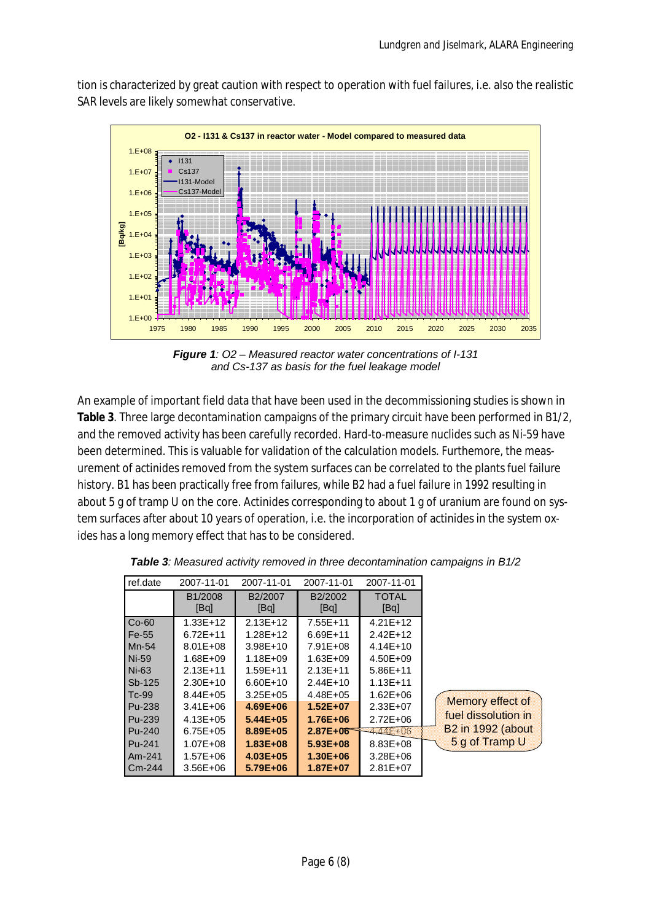tion is characterized by great caution with respect to operation with fuel failures, i.e. also the realistic SAR levels are likely somewhat conservative.

***Figure 1**: O2 – Measured reactor water concentrations of I-131 and Cs-137 as basis for the fuel leakage model*

An example of important field data that have been used in the decommissioning studies is shown in **Table 3**. Three large decontamination campaigns of the primary circuit have been performed in B1/2, and the removed activity has been carefully recorded. Hard-to-measure nuclides such as Ni-59 have been determined. This is valuable for validation of the calculation models. Furthermore, the measurement of actinides removed from the system surfaces can be correlated to the plants fuel failure history. B1 has been practically free from failures, while B2 had a fuel failure in 1992 resulting in about 5 g of tramp U on the core. Actinides corresponding to about 1 g of uranium are found on system surfaces after about 10 years of operation, i.e. the incorporation of actinides in the system oxides has a long memory effect that has to be considered.

***Table 3**: Measured activity removed in three decontamination campaigns in B1/2*

| ref.date | 2007-11-01 | 2007-11-01 | 2007-11-01 | 2007-11-01 |
|---|---|---|---|---|
| | B1/2008 [Bq] | B2/2007 [Bq] | B2/2002 [Bq] | TOTAL [Bq] |
| Co-60 | 1.33E+12 | 2.13E+12 | 7.55E+11 | 4.21E+12 |
| Fe-55 | 6.72E+11 | 1.28E+12 | 6.69E+11 | 2.42E+12 |
| Mn-54 | 8.01E+08 | 3.98E+10 | 7.91E+08 | 4.14E+10 |
| Ni-59 | 1.68E+09 | 1.18E+09 | 1.63E+09 | 4.50E+09 |
| Ni-63 | 2.13E+11 | 1.59E+11 | 2.13E+11 | 5.86E+11 |
| Sb-125 | 2.30E+10 | 6.60E+10 | 2.44E+10 | 1.13E+11 |
| Tc-99 | 8.44E+05 | 3.25E+05 | 4.48E+05 | 1.62E+06 |
| Pu-238 | 3.41E+06 | **4.69E+06** | **1.52E+07** | 2.33E+07 |
| Pu-239 | 4.13E+05 | **5.44E+05** | **1.76E+06** | 2.72E+06 |
| Pu-240 | 6.75E+05 | **8.89E+05** | **2.87E+06** | 4.44E+06 |
| Pu-241 | 1.07E+08 | **1.83E+08** | **5.93E+08** | 8.83E+08 |
| Am-241 | 1.57E+06 | **4.03E+05** | **1.30E+06** | 3.28E+06 |
| Cm-244 | 3.56E+06 | **5.79E+06** | **1.87E+07** | 2.81E+07 |

Memory effect of fuel dissolution in B2 in 1992 (about 5 g of Tramp U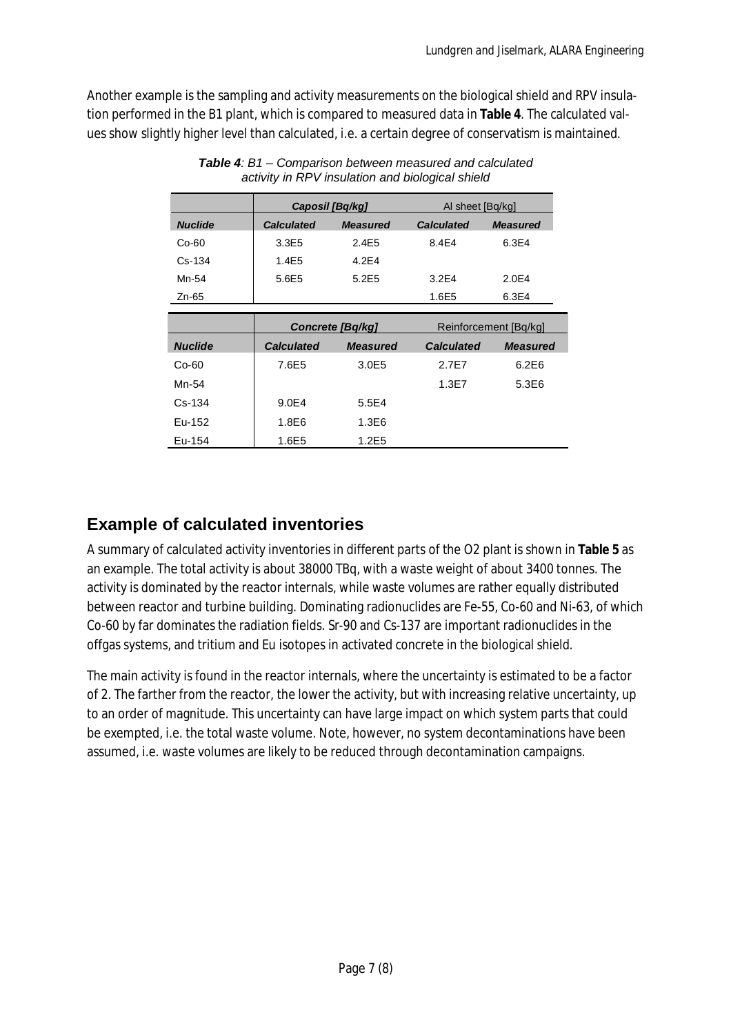Another example is the sampling and activity measurements on the biological shield and RPV insulation performed in the B1 plant, which is compared to measured data in **Table 4**. The calculated values show slightly higher level than calculated, i.e. a certain degree of conservatism is maintained.

***Table 4**: B1 – Comparison between measured and calculated activity in RPV insulation and biological shield*

| | *Caposil [Bq/kg]* | | Al sheet [Bq/kg] | |
|---|---|---|---|---|
| ***Nuclide*** | ***Calculated*** | ***Measured*** | ***Calculated*** | ***Measured*** |
| Co-60 | 3.3E5 | 2.4E5 | 8.4E4 | 6.3E4 |
| Cs-134 | 1.4E5 | 4.2E4 | | |
| Mn-54 | 5.6E5 | 5.2E5 | 3.2E4 | 2.0E4 |
| Zn-65 | | | 1.6E5 | 6.3E4 |

| | *Concrete [Bq/kg]* | | Reinforcement [Bq/kg] | |
|---|---|---|---|---|
| ***Nuclide*** | ***Calculated*** | ***Measured*** | ***Calculated*** | ***Measured*** |
| Co-60 | 7.6E5 | 3.0E5 | 2.7E7 | 6.2E6 |
| Mn-54 | | | 1.3E7 | 5.3E6 |
| Cs-134 | 9.0E4 | 5.5E4 | | |
| Eu-152 | 1.8E6 | 1.3E6 | | |
| Eu-154 | 1.6E5 | 1.2E5 | | |

## Example of calculated inventories

A summary of calculated activity inventories in different parts of the O2 plant is shown in **Table 5** as an example. The total activity is about 38000 TBq, with a waste weight of about 3400 tonnes. The activity is dominated by the reactor internals, while waste volumes are rather equally distributed between reactor and turbine building. Dominating radionuclides are Fe-55, Co-60 and Ni-63, of which Co-60 by far dominates the radiation fields. Sr-90 and Cs-137 are important radionuclides in the offgas systems, and tritium and Eu isotopes in activated concrete in the biological shield.

The main activity is found in the reactor internals, where the uncertainty is estimated to be a factor of 2. The farther from the reactor, the lower the activity, but with increasing relative uncertainty, up to an order of magnitude. This uncertainty can have large impact on which system parts that could be exempted, i.e. the total waste volume. Note, however, no system decontaminations have been assumed, i.e. waste volumes are likely to be reduced through decontamination campaigns.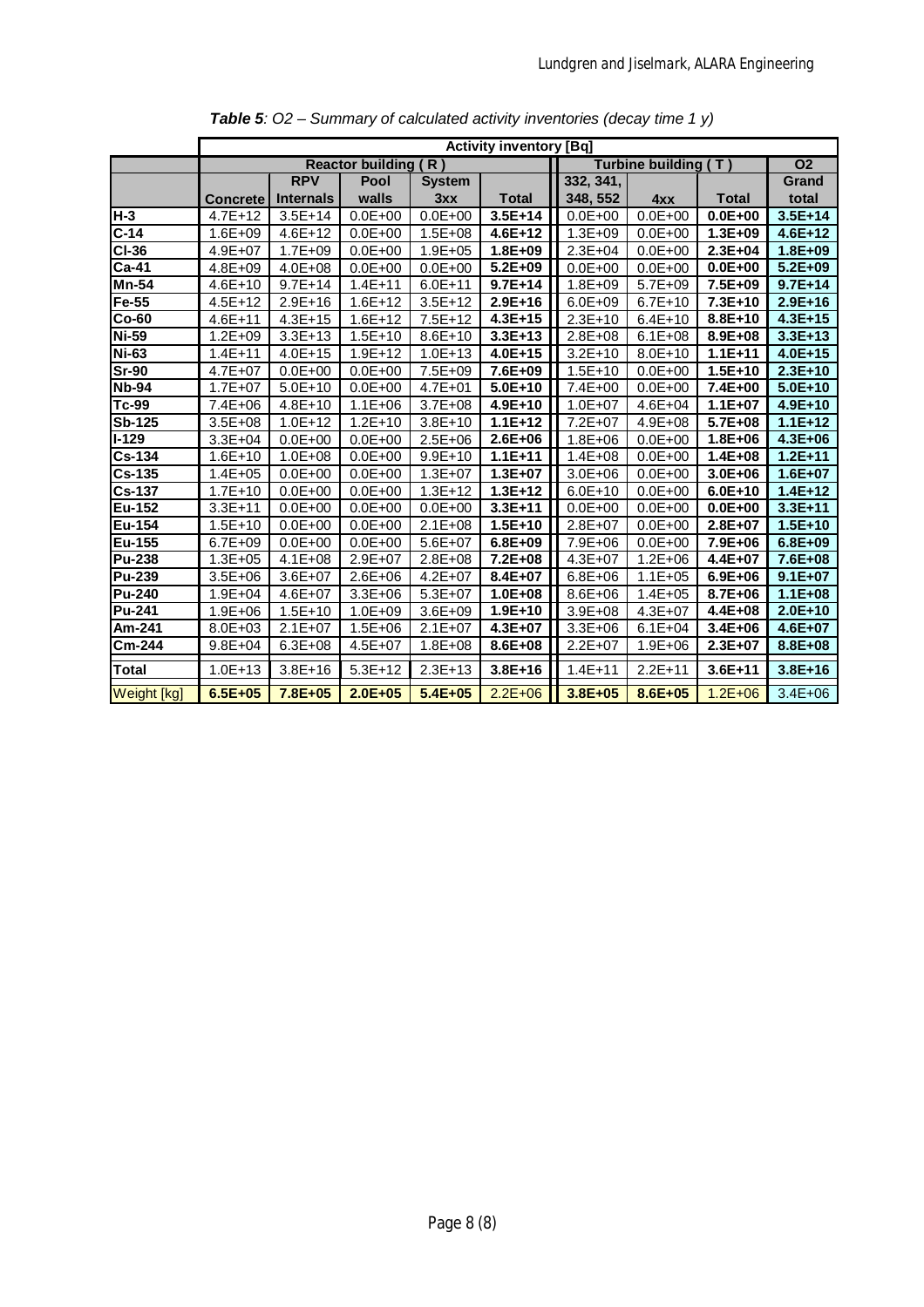***Table 5**: O2 – Summary of calculated activity inventories (decay time 1 y)*

| | Activity inventory [Bq] | | | | | | | | |
|---|---|---|---|---|---|---|---|---|---|
| | Reactor building ( R ) | | | | | Turbine building ( T ) | | | O2 |
| | Concrete | RPV Internals | Pool walls | System 3xx | Total | 332, 341, 348, 552 | 4xx | Total | Grand total |
| **H-3** | 4.7E+12 | 3.5E+14 | 0.0E+00 | 0.0E+00 | **3.5E+14** | 0.0E+00 | 0.0E+00 | **0.0E+00** | **3.5E+14** |
| **C-14** | 1.6E+09 | 4.6E+12 | 0.0E+00 | 1.5E+08 | **4.6E+12** | 1.3E+09 | 0.0E+00 | **1.3E+09** | **4.6E+12** |
| **Cl-36** | 4.9E+07 | 1.7E+09 | 0.0E+00 | 1.9E+05 | **1.8E+09** | 2.3E+04 | 0.0E+00 | **2.3E+04** | **1.8E+09** |
| **Ca-41** | 4.8E+09 | 4.0E+08 | 0.0E+00 | 0.0E+00 | **5.2E+09** | 0.0E+00 | 0.0E+00 | **0.0E+00** | **5.2E+09** |
| **Mn-54** | 4.6E+10 | 9.7E+14 | 1.4E+11 | 6.0E+11 | **9.7E+14** | 1.8E+09 | 5.7E+09 | **7.5E+09** | **9.7E+14** |
| **Fe-55** | 4.5E+12 | 2.9E+16 | 1.6E+12 | 3.5E+12 | **2.9E+16** | 6.0E+09 | 6.7E+10 | **7.3E+10** | **2.9E+16** |
| **Co-60** | 4.6E+11 | 4.3E+15 | 1.6E+12 | 7.5E+12 | **4.3E+15** | 2.3E+10 | 6.4E+10 | **8.8E+10** | **4.3E+15** |
| **Ni-59** | 1.2E+09 | 3.3E+13 | 1.5E+10 | 8.6E+10 | **3.3E+13** | 2.8E+08 | 6.1E+08 | **8.9E+08** | **3.3E+13** |
| **Ni-63** | 1.4E+11 | 4.0E+15 | 1.9E+12 | 1.0E+13 | **4.0E+15** | 3.2E+10 | 8.0E+10 | **1.1E+11** | **4.0E+15** |
| **Sr-90** | 4.7E+07 | 0.0E+00 | 0.0E+00 | 7.5E+09 | **7.6E+09** | 1.5E+10 | 0.0E+00 | **1.5E+10** | **2.3E+10** |
| **Nb-94** | 1.7E+07 | 5.0E+10 | 0.0E+00 | 4.7E+01 | **5.0E+10** | 7.4E+00 | 0.0E+00 | **7.4E+00** | **5.0E+10** |
| **Tc-99** | 7.4E+06 | 4.8E+10 | 1.1E+06 | 3.7E+08 | **4.9E+10** | 1.0E+07 | 4.6E+04 | **1.1E+07** | **4.9E+10** |
| **Sb-125** | 3.5E+08 | 1.0E+12 | 1.2E+10 | 3.8E+10 | **1.1E+12** | 7.2E+07 | 4.9E+08 | **5.7E+08** | **1.1E+12** |
| **I-129** | 3.3E+04 | 0.0E+00 | 0.0E+00 | 2.5E+06 | **2.6E+06** | 1.8E+06 | 0.0E+00 | **1.8E+06** | **4.3E+06** |
| **Cs-134** | 1.6E+10 | 1.0E+08 | 0.0E+00 | 9.9E+10 | **1.1E+11** | 1.4E+08 | 0.0E+00 | **1.4E+08** | **1.2E+11** |
| **Cs-135** | 1.4E+05 | 0.0E+00 | 0.0E+00 | 1.3E+07 | **1.3E+07** | 3.0E+06 | 0.0E+00 | **3.0E+06** | **1.6E+07** |
| **Cs-137** | 1.7E+10 | 0.0E+00 | 0.0E+00 | 1.3E+12 | **1.3E+12** | 6.0E+10 | 0.0E+00 | **6.0E+10** | **1.4E+12** |
| **Eu-152** | 3.3E+11 | 0.0E+00 | 0.0E+00 | 0.0E+00 | **3.3E+11** | 0.0E+00 | 0.0E+00 | **0.0E+00** | **3.3E+11** |
| **Eu-154** | 1.5E+10 | 0.0E+00 | 0.0E+00 | 2.1E+08 | **1.5E+10** | 2.8E+07 | 0.0E+00 | **2.8E+07** | **1.5E+10** |
| **Eu-155** | 6.7E+09 | 0.0E+00 | 0.0E+00 | 5.6E+07 | **6.8E+09** | 7.9E+06 | 0.0E+00 | **7.9E+06** | **6.8E+09** |
| **Pu-238** | 1.3E+05 | 4.1E+08 | 2.9E+07 | 2.8E+08 | **7.2E+08** | 4.3E+07 | 1.2E+06 | **4.4E+07** | **7.6E+08** |
| **Pu-239** | 3.5E+06 | 3.6E+07 | 2.6E+06 | 4.2E+07 | **8.4E+07** | 6.8E+06 | 1.1E+05 | **6.9E+06** | **9.1E+07** |
| **Pu-240** | 1.9E+04 | 4.6E+07 | 3.3E+06 | 5.3E+07 | **1.0E+08** | 8.6E+06 | 1.4E+05 | **8.7E+06** | **1.1E+08** |
| **Pu-241** | 1.9E+06 | 1.5E+10 | 1.0E+09 | 3.6E+09 | **1.9E+10** | 3.9E+08 | 4.3E+07 | **4.4E+08** | **2.0E+10** |
| **Am-241** | 8.0E+03 | 2.1E+07 | 1.5E+06 | 2.1E+07 | **4.3E+07** | 3.3E+06 | 6.1E+04 | **3.4E+06** | **4.6E+07** |
| **Cm-244** | 9.8E+04 | 6.3E+08 | 4.5E+07 | 1.8E+08 | **8.6E+08** | 2.2E+07 | 1.9E+06 | **2.3E+07** | **8.8E+08** |
| **Total** | 1.0E+13 | 3.8E+16 | 5.3E+12 | 2.3E+13 | **3.8E+16** | 1.4E+11 | 2.2E+11 | **3.6E+11** | **3.8E+16** |
| Weight [kg] | **6.5E+05** | **7.8E+05** | **2.0E+05** | **5.4E+05** | 2.2E+06 | **3.8E+05** | **8.6E+05** | 1.2E+06 | 3.4E+06 |